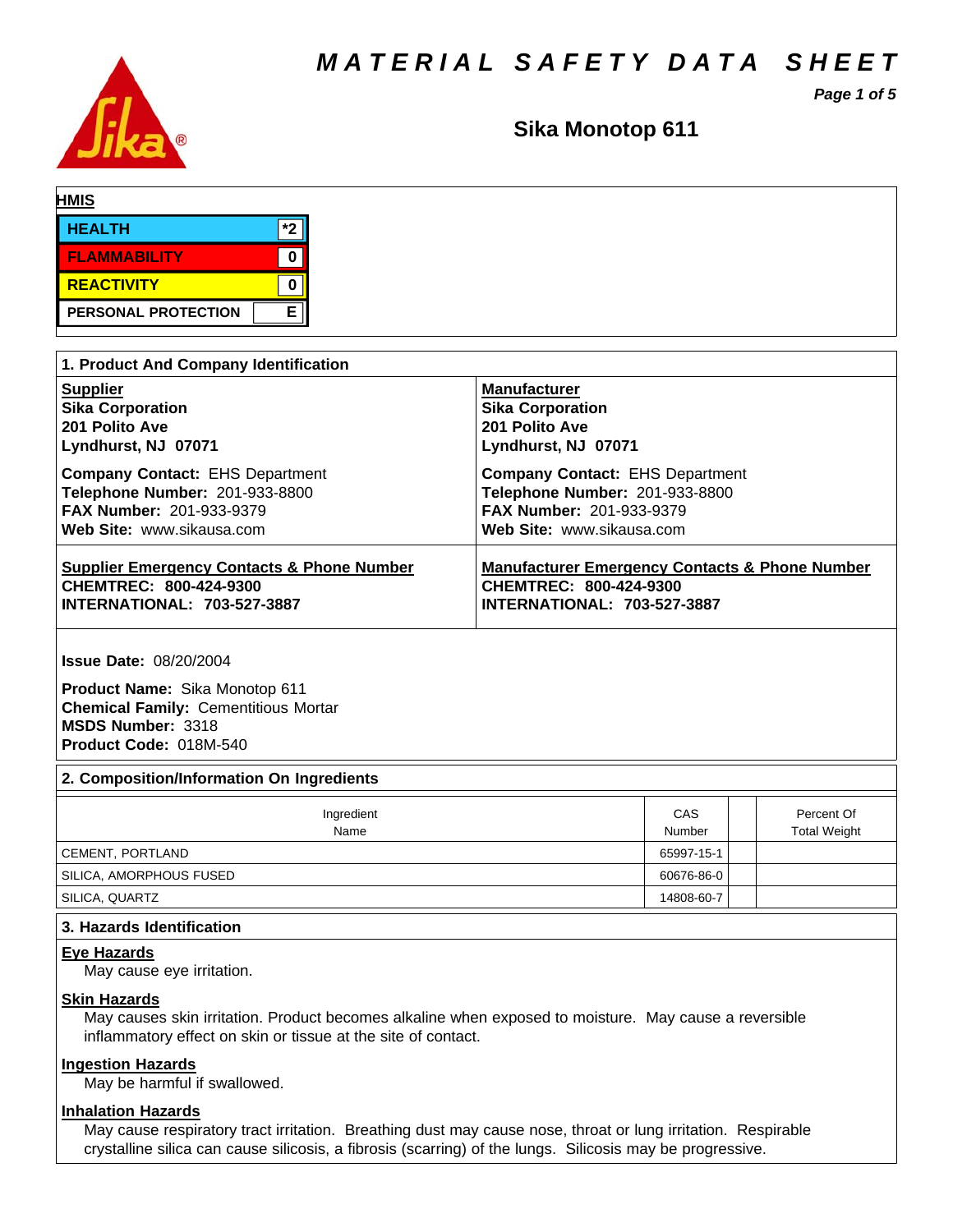# MATERIAL SAFETY DATA SHEET

## Sika Monotop 611

**HMIS**

| | |
|---|---|
| HEALTH | *2 |
| FLAMMABILITY | 0 |
| REACTIVITY | 0 |
| PERSONAL PROTECTION | E |

## 1. Product And Company Identification

**Supplier**
**Sika Corporation**
**201 Polito Ave**
**Lyndhurst, NJ 07071**

**Company Contact:** EHS Department
**Telephone Number:** 201-933-8800
**FAX Number:** 201-933-9379
**Web Site:** www.sikausa.com

**Manufacturer**
**Sika Corporation**
**201 Polito Ave**
**Lyndhurst, NJ 07071**

**Company Contact:** EHS Department
**Telephone Number:** 201-933-8800
**FAX Number:** 201-933-9379
**Web Site:** www.sikausa.com

**Supplier Emergency Contacts & Phone Number**
**CHEMTREC: 800-424-9300**
**INTERNATIONAL: 703-527-3887**

**Manufacturer Emergency Contacts & Phone Number**
**CHEMTREC: 800-424-9300**
**INTERNATIONAL: 703-527-3887**

**Issue Date:** 08/20/2004

**Product Name:** Sika Monotop 611
**Chemical Family:** Cementitious Mortar
**MSDS Number:** 3318
**Product Code:** 018M-540

## 2. Composition/Information On Ingredients

| Ingredient Name | CAS Number | | Percent Of Total Weight |
|---|---|---|---|
| CEMENT, PORTLAND | 65997-15-1 | | |
| SILICA, AMORPHOUS FUSED | 60676-86-0 | | |
| SILICA, QUARTZ | 14808-60-7 | | |

## 3. Hazards Identification

**Eye Hazards**

May cause eye irritation.

**Skin Hazards**

May causes skin irritation. Product becomes alkaline when exposed to moisture. May cause a reversible inflammatory effect on skin or tissue at the site of contact.

**Ingestion Hazards**

May be harmful if swallowed.

**Inhalation Hazards**

May cause respiratory tract irritation. Breathing dust may cause nose, throat or lung irritation. Respirable crystalline silica can cause silicosis, a fibrosis (scarring) of the lungs. Silicosis may be progressive.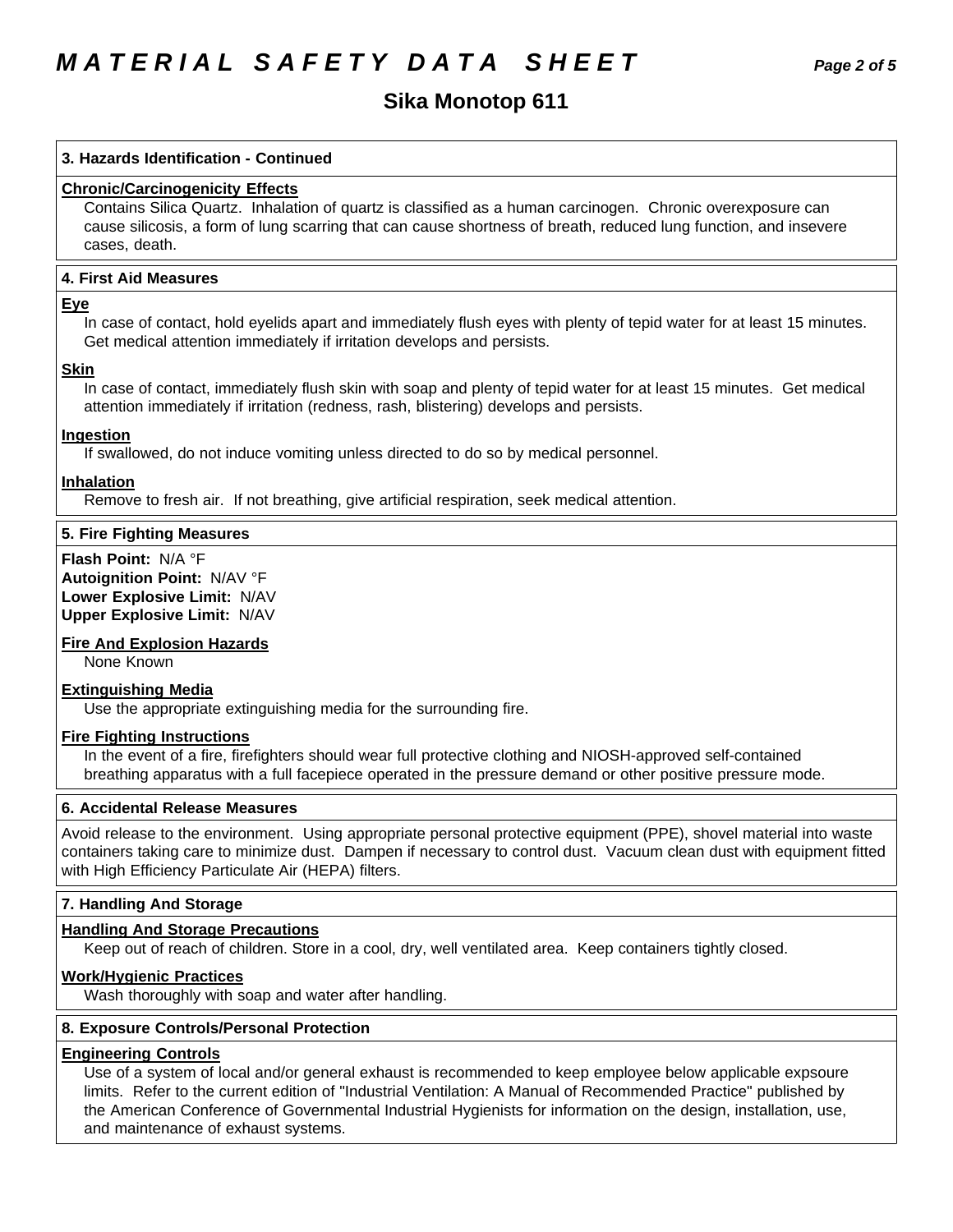# Sika Monotop 611

## 3. Hazards Identification - Continued

**Chronic/Carcinogenicity Effects**

Contains Silica Quartz. Inhalation of quartz is classified as a human carcinogen. Chronic overexposure can cause silicosis, a form of lung scarring that can cause shortness of breath, reduced lung function, and insevere cases, death.

## 4. First Aid Measures

**Eye**

In case of contact, hold eyelids apart and immediately flush eyes with plenty of tepid water for at least 15 minutes. Get medical attention immediately if irritation develops and persists.

**Skin**

In case of contact, immediately flush skin with soap and plenty of tepid water for at least 15 minutes. Get medical attention immediately if irritation (redness, rash, blistering) develops and persists.

**Ingestion**

If swallowed, do not induce vomiting unless directed to do so by medical personnel.

**Inhalation**

Remove to fresh air. If not breathing, give artificial respiration, seek medical attention.

## 5. Fire Fighting Measures

**Flash Point:** N/A °F
**Autoignition Point:** N/AV °F
**Lower Explosive Limit:** N/AV
**Upper Explosive Limit:** N/AV

**Fire And Explosion Hazards**

None Known

**Extinguishing Media**

Use the appropriate extinguishing media for the surrounding fire.

**Fire Fighting Instructions**

In the event of a fire, firefighters should wear full protective clothing and NIOSH-approved self-contained breathing apparatus with a full facepiece operated in the pressure demand or other positive pressure mode.

## 6. Accidental Release Measures

Avoid release to the environment. Using appropriate personal protective equipment (PPE), shovel material into waste containers taking care to minimize dust. Dampen if necessary to control dust. Vacuum clean dust with equipment fitted with High Efficiency Particulate Air (HEPA) filters.

## 7. Handling And Storage

**Handling And Storage Precautions**

Keep out of reach of children. Store in a cool, dry, well ventilated area. Keep containers tightly closed.

**Work/Hygienic Practices**

Wash thoroughly with soap and water after handling.

## 8. Exposure Controls/Personal Protection

**Engineering Controls**

Use of a system of local and/or general exhaust is recommended to keep employee below applicable expsoure limits. Refer to the current edition of "Industrial Ventilation: A Manual of Recommended Practice" published by the American Conference of Governmental Industrial Hygienists for information on the design, installation, use, and maintenance of exhaust systems.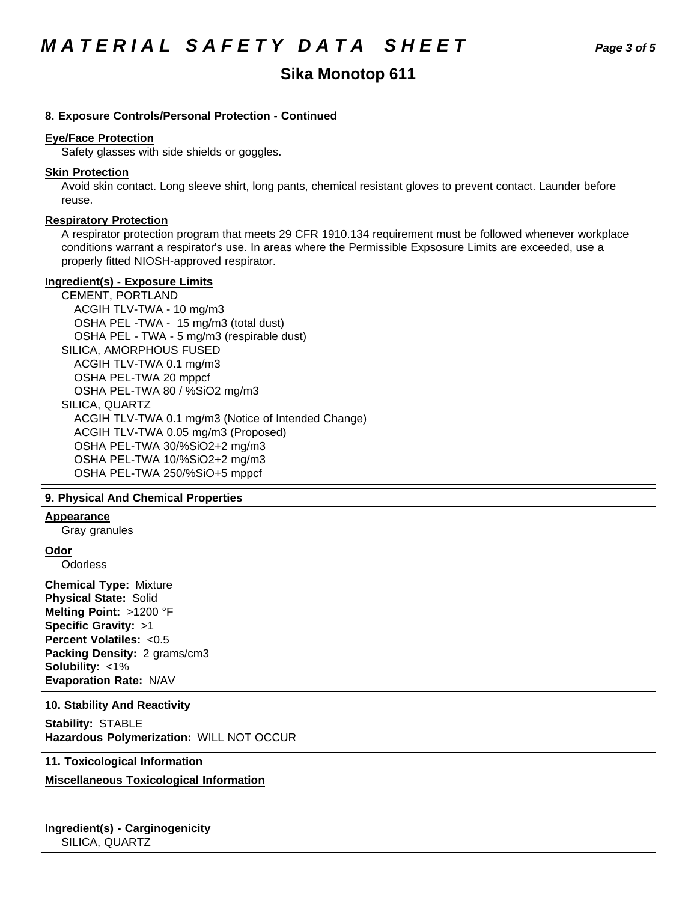## Sika Monotop 611

### 8. Exposure Controls/Personal Protection - Continued

**Eye/Face Protection**

Safety glasses with side shields or goggles.

**Skin Protection**

Avoid skin contact. Long sleeve shirt, long pants, chemical resistant gloves to prevent contact. Launder before reuse.

**Respiratory Protection**

A respirator protection program that meets 29 CFR 1910.134 requirement must be followed whenever workplace conditions warrant a respirator's use. In areas where the Permissible Expsosure Limits are exceeded, use a properly fitted NIOSH-approved respirator.

**Ingredient(s) - Exposure Limits**

CEMENT, PORTLAND
- ACGIH TLV-TWA - 10 mg/m3
- OSHA PEL -TWA - 15 mg/m3 (total dust)
- OSHA PEL - TWA - 5 mg/m3 (respirable dust)

SILICA, AMORPHOUS FUSED
- ACGIH TLV-TWA 0.1 mg/m3
- OSHA PEL-TWA 20 mppcf
- OSHA PEL-TWA 80 / %SiO2 mg/m3

SILICA, QUARTZ
- ACGIH TLV-TWA 0.1 mg/m3 (Notice of Intended Change)
- ACGIH TLV-TWA 0.05 mg/m3 (Proposed)
- OSHA PEL-TWA 30/%SiO2+2 mg/m3
- OSHA PEL-TWA 10/%SiO2+2 mg/m3
- OSHA PEL-TWA 250/%SiO+5 mppcf

### 9. Physical And Chemical Properties

**Appearance**

Gray granules

**Odor**

Odorless

**Chemical Type:** Mixture
**Physical State:** Solid
**Melting Point:** >1200 °F
**Specific Gravity:** >1
**Percent Volatiles:** <0.5
**Packing Density:** 2 grams/cm3
**Solubility:** <1%
**Evaporation Rate:** N/AV

### 10. Stability And Reactivity

**Stability:** STABLE
**Hazardous Polymerization:** WILL NOT OCCUR

### 11. Toxicological Information

**Miscellaneous Toxicological Information**

**Ingredient(s) - Carginogenicity**

SILICA, QUARTZ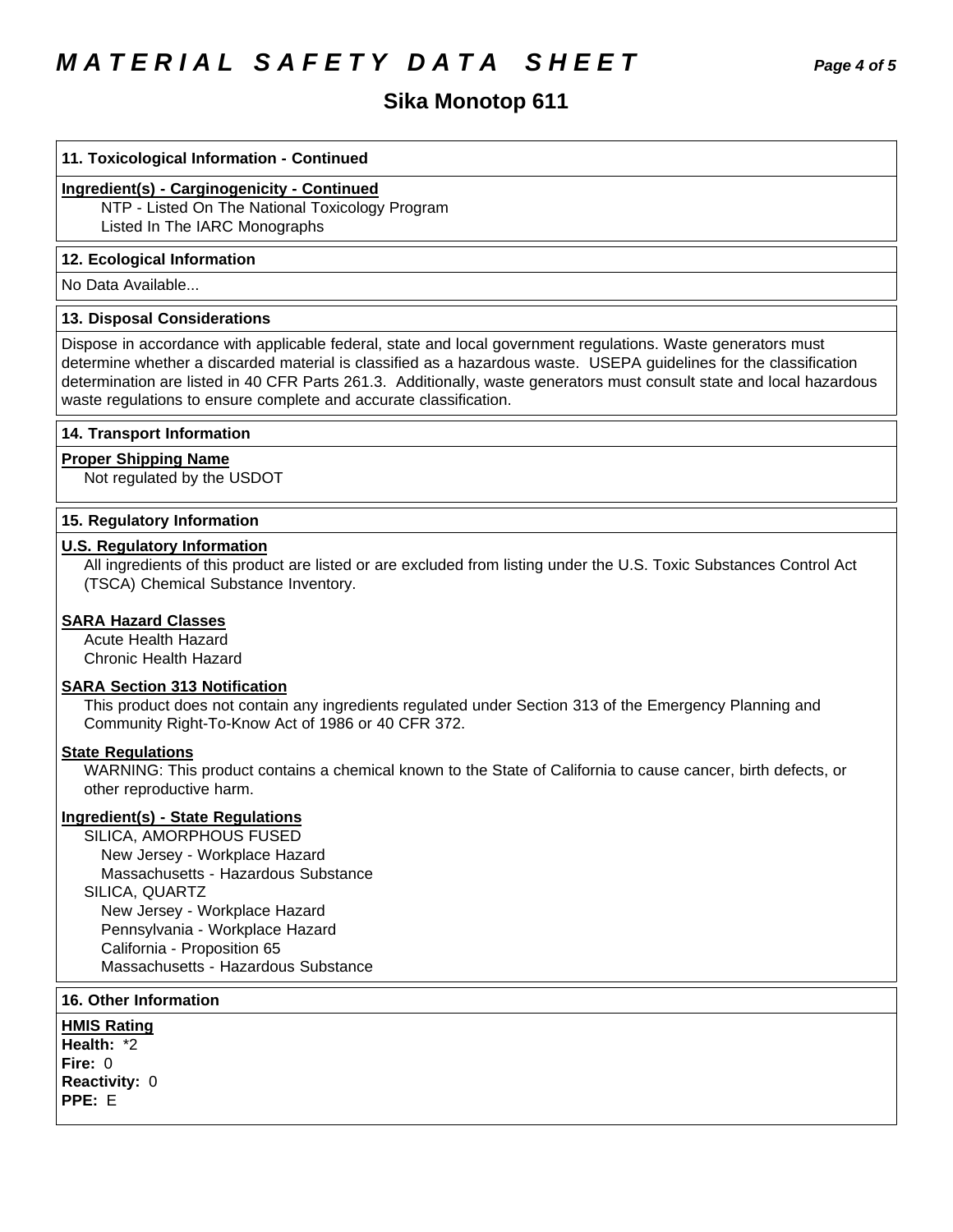## 11. Toxicological Information - Continued

**Ingredient(s) - Carginogenicity - Continued**

NTP - Listed On The National Toxicology Program
Listed In The IARC Monographs

## 12. Ecological Information

No Data Available...

## 13. Disposal Considerations

Dispose in accordance with applicable federal, state and local government regulations. Waste generators must determine whether a discarded material is classified as a hazardous waste. USEPA guidelines for the classification determination are listed in 40 CFR Parts 261.3. Additionally, waste generators must consult state and local hazardous waste regulations to ensure complete and accurate classification.

## 14. Transport Information

**Proper Shipping Name**

Not regulated by the USDOT

## 15. Regulatory Information

**U.S. Regulatory Information**

All ingredients of this product are listed or are excluded from listing under the U.S. Toxic Substances Control Act (TSCA) Chemical Substance Inventory.

**SARA Hazard Classes**

Acute Health Hazard
Chronic Health Hazard

**SARA Section 313 Notification**

This product does not contain any ingredients regulated under Section 313 of the Emergency Planning and Community Right-To-Know Act of 1986 or 40 CFR 372.

**State Regulations**

WARNING: This product contains a chemical known to the State of California to cause cancer, birth defects, or other reproductive harm.

**Ingredient(s) - State Regulations**

SILICA, AMORPHOUS FUSED
- New Jersey - Workplace Hazard
- Massachusetts - Hazardous Substance

SILICA, QUARTZ
- New Jersey - Workplace Hazard
- Pennsylvania - Workplace Hazard
- California - Proposition 65
- Massachusetts - Hazardous Substance

## 16. Other Information

**HMIS Rating**

**Health:** *2
**Fire:** 0
**Reactivity:** 0
**PPE:** E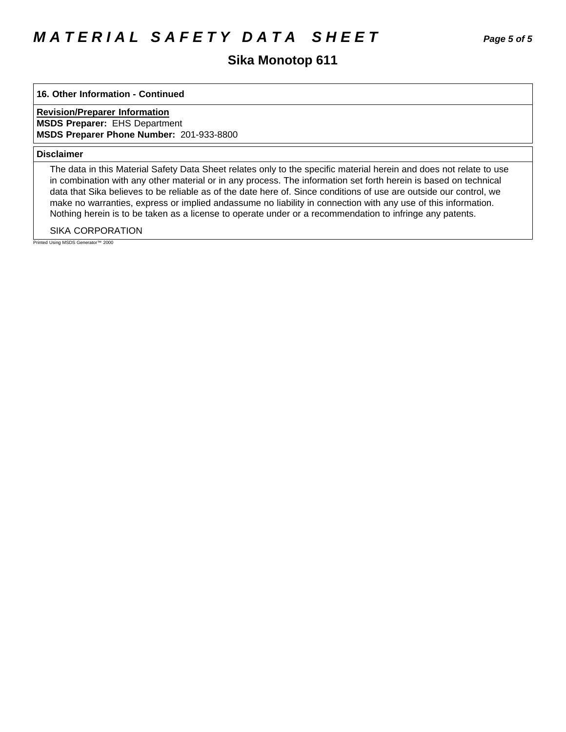## 16. Other Information - Continued

**Revision/Preparer Information**
**MSDS Preparer:** EHS Department
**MSDS Preparer Phone Number:** 201-933-8800

## Disclaimer

The data in this Material Safety Data Sheet relates only to the specific material herein and does not relate to use in combination with any other material or in any process. The information set forth herein is based on technical data that Sika believes to be reliable as of the date here of. Since conditions of use are outside our control, we make no warranties, express or implied andassume no liability in connection with any use of this information. Nothing herein is to be taken as a license to operate under or a recommendation to infringe any patents.

SIKA CORPORATION

Printed Using MSDS Generator™ 2000